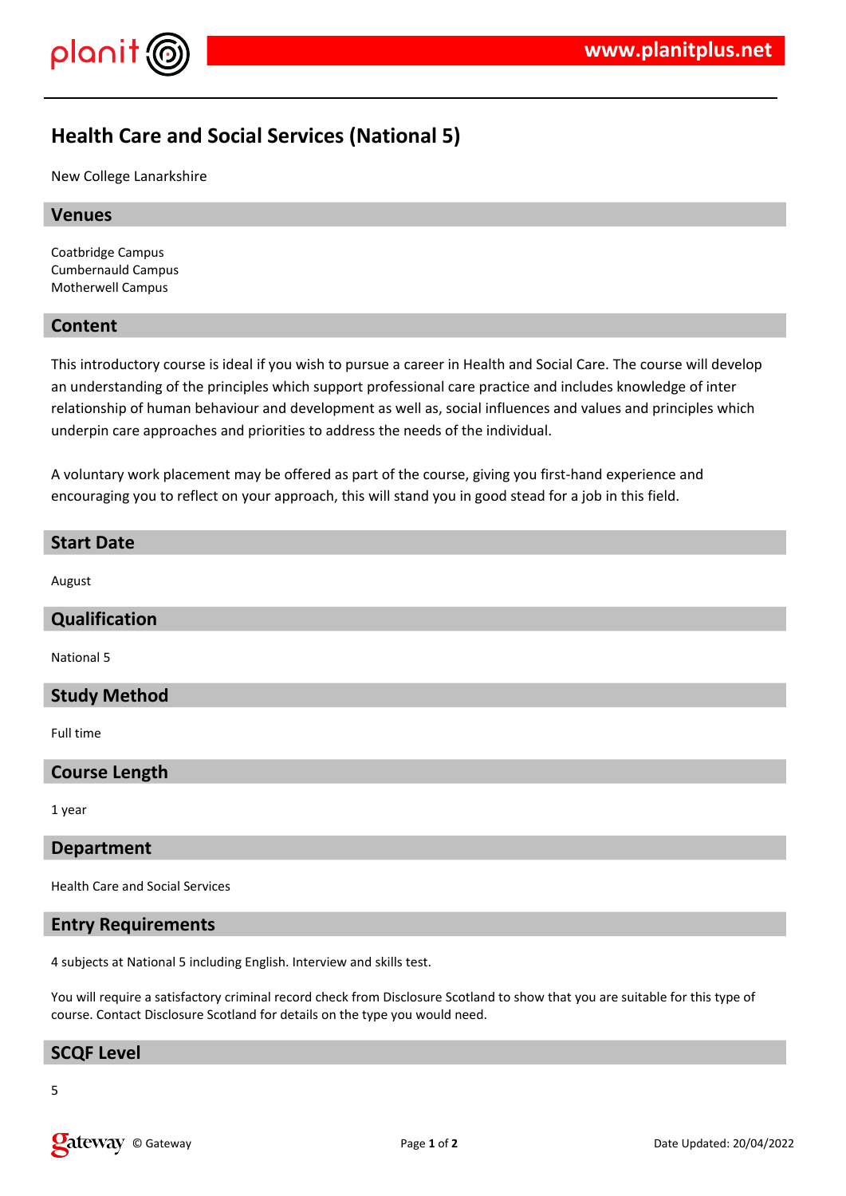# Health Care and Social Services (National 5)

New College Lanarkshire

## Venues

Coatbridge Campus
Cumbernauld Campus
Motherwell Campus

## Content

This introductory course is ideal if you wish to pursue a career in Health and Social Care. The course will develop an understanding of the principles which support professional care practice and includes knowledge of inter relationship of human behaviour and development as well as, social influences and values and principles which underpin care approaches and priorities to address the needs of the individual.

A voluntary work placement may be offered as part of the course, giving you first-hand experience and encouraging you to reflect on your approach, this will stand you in good stead for a job in this field.

## Start Date

August

## Qualification

National 5

## Study Method

Full time

## Course Length

1 year

## Department

Health Care and Social Services

## Entry Requirements

4 subjects at National 5 including English. Interview and skills test.

You will require a satisfactory criminal record check from Disclosure Scotland to show that you are suitable for this type of course. Contact Disclosure Scotland for details on the type you would need.

## SCQF Level

5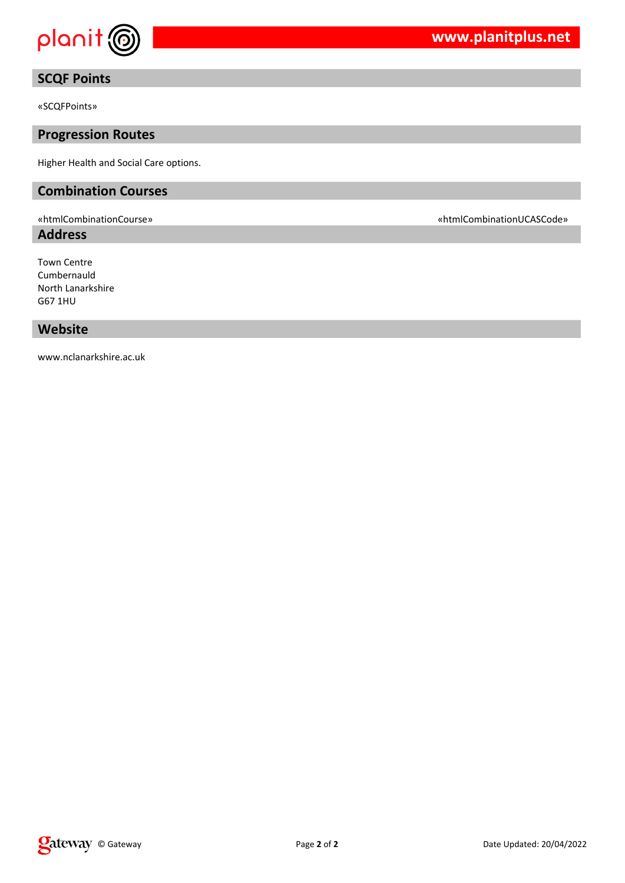## SCQF Points

«SCQFPoints»

## Progression Routes

Higher Health and Social Care options.

## Combination Courses

«htmlCombinationCourse» «htmlCombinationUCASCode»

## Address

Town Centre
Cumbernauld
North Lanarkshire
G67 1HU

## Website

www.nclanarkshire.ac.uk